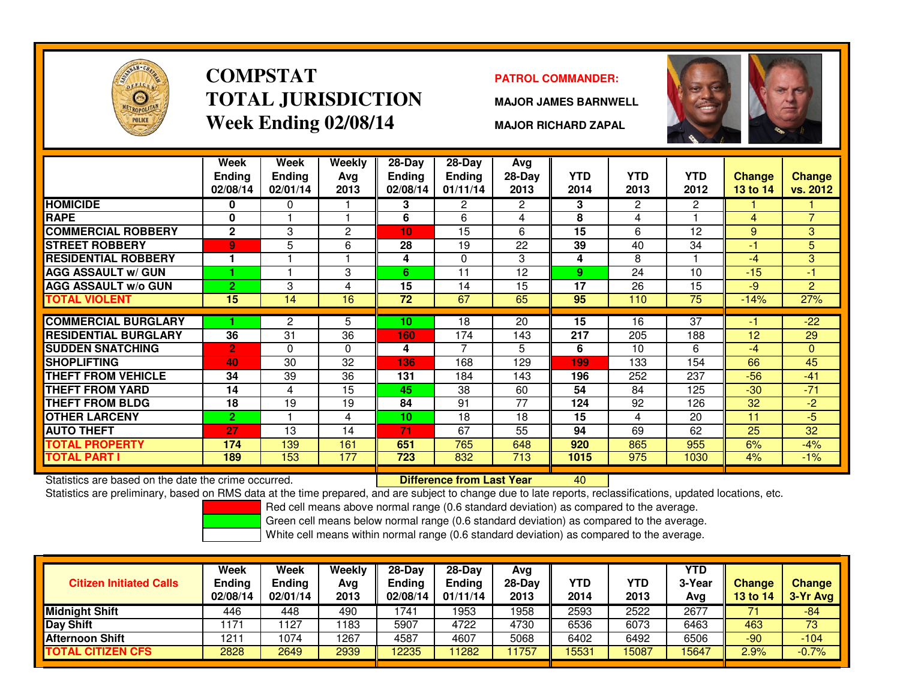# COMPSTAT
# TOTAL JURISDICTION
## Week Ending 02/08/14

**PATROL COMMANDER:**

**MAJOR JAMES BARNWELL**

**MAJOR RICHARD ZAPAL**

| | Week Ending 02/08/14 | Week Ending 02/01/14 | Weekly Avg 2013 | 28-Day Ending 02/08/14 | 28-Day Ending 01/11/14 | Avg 28-Day 2013 | YTD 2014 | YTD 2013 | YTD 2012 | Change 13 to 14 | Change vs. 2012 |
|---|---|---|---|---|---|---|---|---|---|---|---|
| HOMICIDE | 0 | 0 | 1 | 3 | 2 | 2 | 3 | 2 | 2 | 1 | 1 |
| RAPE | 0 | 1 | 1 | 6 | 6 | 4 | 8 | 4 | 1 | 4 | 7 |
| COMMERCIAL ROBBERY | 2 | 3 | 2 | 10 | 15 | 6 | 15 | 6 | 12 | 9 | 3 |
| STREET ROBBERY | 9 | 5 | 6 | 28 | 19 | 22 | 39 | 40 | 34 | -1 | 5 |
| RESIDENTIAL ROBBERY | 1 | 1 | 1 | 4 | 0 | 3 | 4 | 8 | 1 | -4 | 3 |
| AGG ASSAULT w/ GUN | 1 | 1 | 3 | 6 | 11 | 12 | 9 | 24 | 10 | -15 | -1 |
| AGG ASSAULT w/o GUN | 2 | 3 | 4 | 15 | 14 | 15 | 17 | 26 | 15 | -9 | 2 |
| TOTAL VIOLENT | 15 | 14 | 16 | 72 | 67 | 65 | 95 | 110 | 75 | -14% | 27% |
| COMMERCIAL BURGLARY | 1 | 2 | 5 | 10 | 18 | 20 | 15 | 16 | 37 | -1 | -22 |
| RESIDENTIAL BURGLARY | 36 | 31 | 36 | 160 | 174 | 143 | 217 | 205 | 188 | 12 | 29 |
| SUDDEN SNATCHING | 2 | 0 | 0 | 4 | 7 | 5 | 6 | 10 | 6 | -4 | 0 |
| SHOPLIFTING | 40 | 30 | 32 | 136 | 168 | 129 | 199 | 133 | 154 | 66 | 45 |
| THEFT FROM VEHICLE | 34 | 39 | 36 | 131 | 184 | 143 | 196 | 252 | 237 | -56 | -41 |
| THEFT FROM YARD | 14 | 4 | 15 | 45 | 38 | 60 | 54 | 84 | 125 | -30 | -71 |
| THEFT FROM BLDG | 18 | 19 | 19 | 84 | 91 | 77 | 124 | 92 | 126 | 32 | -2 |
| OTHER LARCENY | 2 | 1 | 4 | 10 | 18 | 18 | 15 | 4 | 20 | 11 | -5 |
| AUTO THEFT | 27 | 13 | 14 | 71 | 67 | 55 | 94 | 69 | 62 | 25 | 32 |
| TOTAL PROPERTY | 174 | 139 | 161 | 651 | 765 | 648 | 920 | 865 | 955 | 6% | -4% |
| TOTAL PART I | 189 | 153 | 177 | 723 | 832 | 713 | 1015 | 975 | 1030 | 4% | -1% |

Statistics are based on the date the crime occurred. **Difference from Last Year** 40

Statistics are preliminary, based on RMS data at the time prepared, and are subject to change due to late reports, reclassifications, updated locations, etc.

Red cell means above normal range (0.6 standard deviation) as compared to the average.

Green cell means below normal range (0.6 standard deviation) as compared to the average.

White cell means within normal range (0.6 standard deviation) as compared to the average.

| Citizen Initiated Calls | Week Ending 02/08/14 | Week Ending 02/01/14 | Weekly Avg 2013 | 28-Day Ending 02/08/14 | 28-Day Ending 01/11/14 | Avg 28-Day 2013 | YTD 2014 | YTD 2013 | YTD 3-Year Avg | Change 13 to 14 | Change 3-Yr Avg |
|---|---|---|---|---|---|---|---|---|---|---|---|
| Midnight Shift | 446 | 448 | 490 | 1741 | 1953 | 1958 | 2593 | 2522 | 2677 | 71 | -84 |
| Day Shift | 1171 | 1127 | 1183 | 5907 | 4722 | 4730 | 6536 | 6073 | 6463 | 463 | 73 |
| Afternoon Shift | 1211 | 1074 | 1267 | 4587 | 4607 | 5068 | 6402 | 6492 | 6506 | -90 | -104 |
| TOTAL CITIZEN CFS | 2828 | 2649 | 2939 | 12235 | 11282 | 11757 | 15531 | 15087 | 15647 | 2.9% | -0.7% |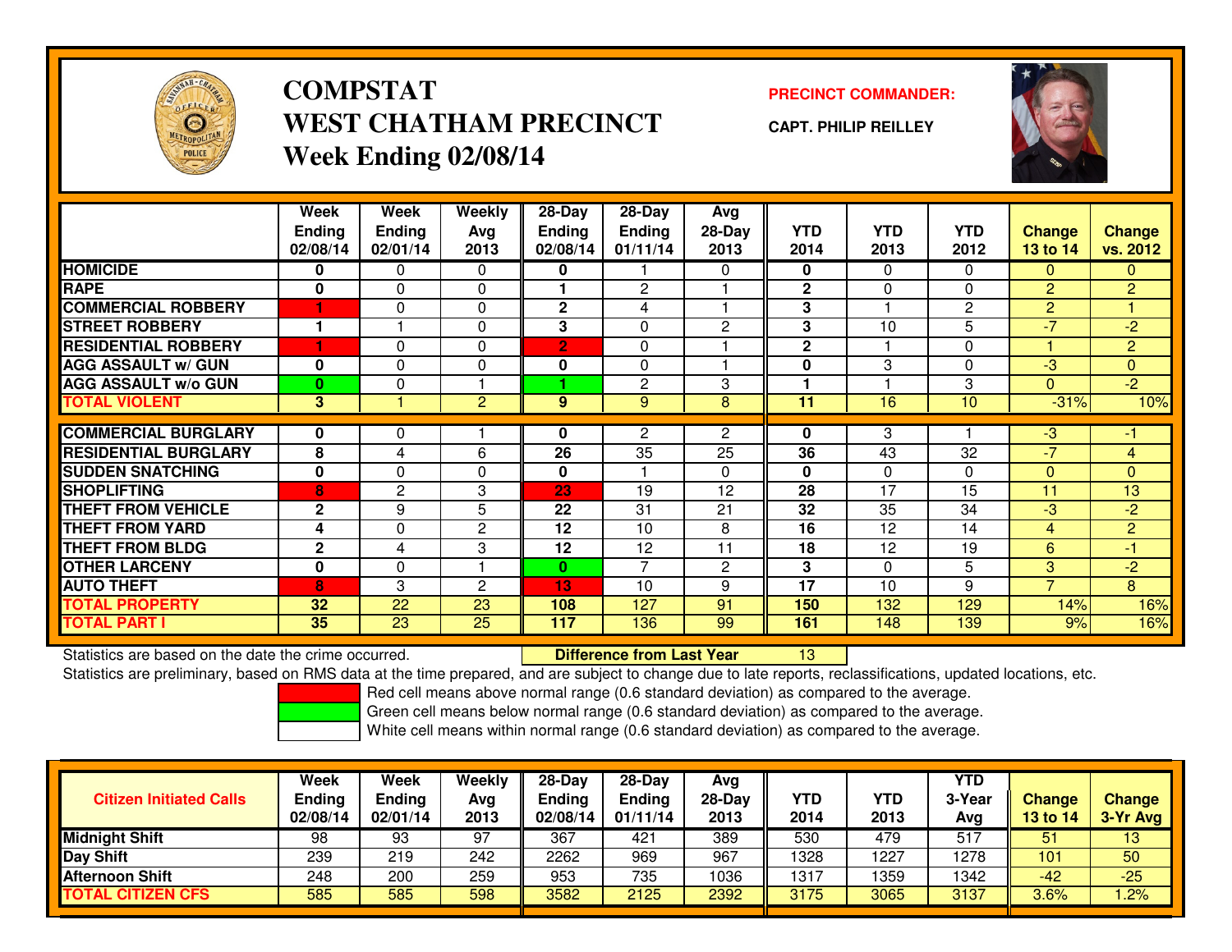# COMPSTAT
# WEST CHATHAM PRECINCT
## Week Ending 02/08/14

**PRECINCT COMMANDER:**

**CAPT. PHILIP REILLEY**

| | Week Ending 02/08/14 | Week Ending 02/01/14 | Weekly Avg 2013 | 28-Day Ending 02/08/14 | 28-Day Ending 01/11/14 | Avg 28-Day 2013 | YTD 2014 | YTD 2013 | YTD 2012 | Change 13 to 14 | Change vs. 2012 |
|---|---|---|---|---|---|---|---|---|---|---|---|
| HOMICIDE | 0 | 0 | 0 | 0 | 1 | 0 | 0 | 0 | 0 | 0 | 0 |
| RAPE | 0 | 0 | 0 | 1 | 2 | 1 | 2 | 0 | 0 | 2 | 2 |
| COMMERCIAL ROBBERY | 1 | 0 | 0 | 2 | 4 | 1 | 3 | 1 | 2 | 2 | 1 |
| STREET ROBBERY | 1 | 1 | 0 | 3 | 0 | 2 | 3 | 10 | 5 | -7 | -2 |
| RESIDENTIAL ROBBERY | 1 | 0 | 0 | 2 | 0 | 1 | 2 | 1 | 0 | 1 | 2 |
| AGG ASSAULT w/ GUN | 0 | 0 | 0 | 0 | 0 | 1 | 0 | 3 | 0 | -3 | 0 |
| AGG ASSAULT w/o GUN | 0 | 0 | 1 | 1 | 2 | 3 | 1 | 1 | 3 | 0 | -2 |
| TOTAL VIOLENT | 3 | 1 | 2 | 9 | 9 | 8 | 11 | 16 | 10 | -31% | 10% |
| COMMERCIAL BURGLARY | 0 | 0 | 1 | 0 | 2 | 2 | 0 | 3 | 1 | -3 | -1 |
| RESIDENTIAL BURGLARY | 8 | 4 | 6 | 26 | 35 | 25 | 36 | 43 | 32 | -7 | 4 |
| SUDDEN SNATCHING | 0 | 0 | 0 | 0 | 1 | 0 | 0 | 0 | 0 | 0 | 0 |
| SHOPLIFTING | 8 | 2 | 3 | 23 | 19 | 12 | 28 | 17 | 15 | 11 | 13 |
| THEFT FROM VEHICLE | 2 | 9 | 5 | 22 | 31 | 21 | 32 | 35 | 34 | -3 | -2 |
| THEFT FROM YARD | 4 | 0 | 2 | 12 | 10 | 8 | 16 | 12 | 14 | 4 | 2 |
| THEFT FROM BLDG | 2 | 4 | 3 | 12 | 12 | 11 | 18 | 12 | 19 | 6 | -1 |
| OTHER LARCENY | 0 | 0 | 1 | 0 | 7 | 2 | 3 | 0 | 5 | 3 | -2 |
| AUTO THEFT | 8 | 3 | 2 | 13 | 10 | 9 | 17 | 10 | 9 | 7 | 8 |
| TOTAL PROPERTY | 32 | 22 | 23 | 108 | 127 | 91 | 150 | 132 | 129 | 14% | 16% |
| TOTAL PART I | 35 | 23 | 25 | 117 | 136 | 99 | 161 | 148 | 139 | 9% | 16% |

Statistics are based on the date the crime occurred. **Difference from Last Year** 13

Statistics are preliminary, based on RMS data at the time prepared, and are subject to change due to late reports, reclassifications, updated locations, etc.

Red cell means above normal range (0.6 standard deviation) as compared to the average.
Green cell means below normal range (0.6 standard deviation) as compared to the average.
White cell means within normal range (0.6 standard deviation) as compared to the average.

| Citizen Initiated Calls | Week Ending 02/08/14 | Week Ending 02/01/14 | Weekly Avg 2013 | 28-Day Ending 02/08/14 | 28-Day Ending 01/11/14 | Avg 28-Day 2013 | YTD 2014 | YTD 2013 | YTD 3-Year Avg | Change 13 to 14 | Change 3-Yr Avg |
|---|---|---|---|---|---|---|---|---|---|---|---|
| Midnight Shift | 98 | 93 | 97 | 367 | 421 | 389 | 530 | 479 | 517 | 51 | 13 |
| Day Shift | 239 | 219 | 242 | 2262 | 969 | 967 | 1328 | 1227 | 1278 | 101 | 50 |
| Afternoon Shift | 248 | 200 | 259 | 953 | 735 | 1036 | 1317 | 1359 | 1342 | -42 | -25 |
| TOTAL CITIZEN CFS | 585 | 585 | 598 | 3582 | 2125 | 2392 | 3175 | 3065 | 3137 | 3.6% | 1.2% |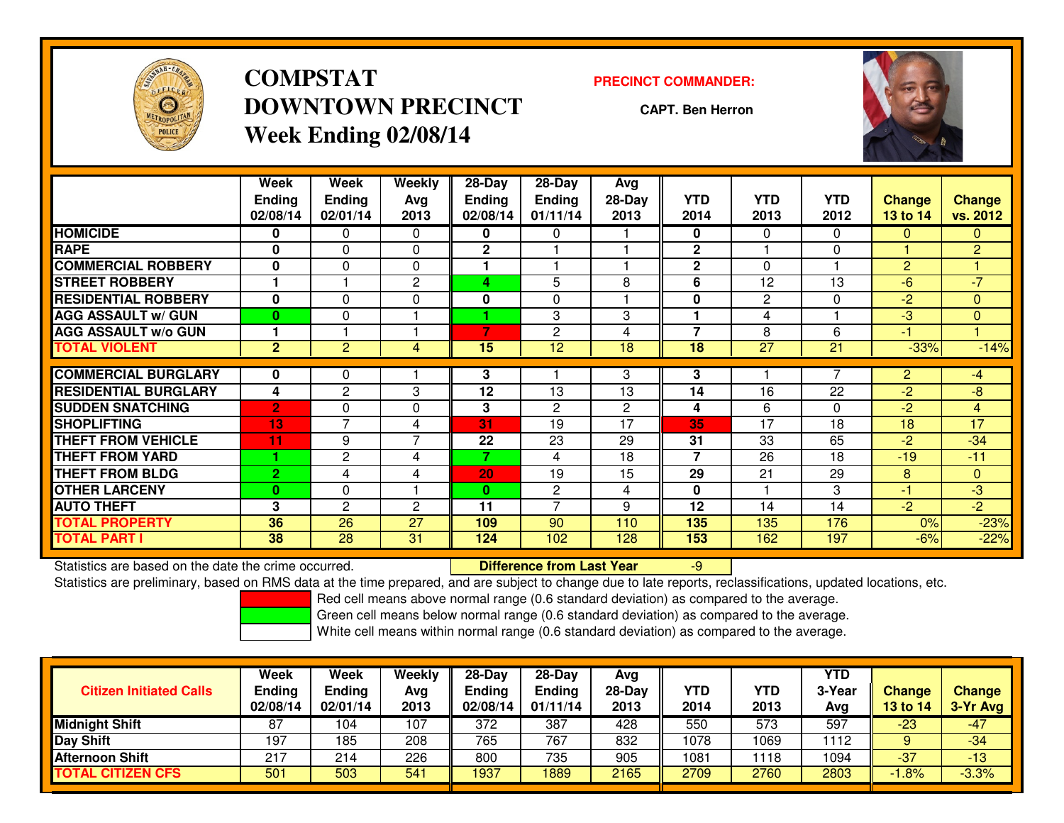# COMPSTAT
# DOWNTOWN PRECINCT
## Week Ending 02/08/14

**PRECINCT COMMANDER:**

**CAPT. Ben Herron**

| | Week Ending 02/08/14 | Week Ending 02/01/14 | Weekly Avg 2013 | 28-Day Ending 02/08/14 | 28-Day Ending 01/11/14 | Avg 28-Day 2013 | YTD 2014 | YTD 2013 | YTD 2012 | Change 13 to 14 | Change vs. 2012 |
|---|---|---|---|---|---|---|---|---|---|---|---|
| HOMICIDE | 0 | 0 | 0 | 0 | 0 | 1 | 0 | 0 | 0 | 0 | 0 |
| RAPE | 0 | 0 | 0 | 2 | 1 | 1 | 2 | 1 | 0 | 1 | 2 |
| COMMERCIAL ROBBERY | 0 | 0 | 0 | 1 | 1 | 1 | 2 | 0 | 1 | 2 | 1 |
| STREET ROBBERY | 1 | 1 | 2 | 4 | 5 | 8 | 6 | 12 | 13 | -6 | -7 |
| RESIDENTIAL ROBBERY | 0 | 0 | 0 | 0 | 0 | 1 | 0 | 2 | 0 | -2 | 0 |
| AGG ASSAULT w/ GUN | 0 | 0 | 1 | 1 | 3 | 3 | 1 | 4 | 1 | -3 | 0 |
| AGG ASSAULT w/o GUN | 1 | 1 | 1 | 7 | 2 | 4 | 7 | 8 | 6 | -1 | 1 |
| TOTAL VIOLENT | 2 | 2 | 4 | 15 | 12 | 18 | 18 | 27 | 21 | -33% | -14% |
| COMMERCIAL BURGLARY | 0 | 0 | 1 | 3 | 1 | 3 | 3 | 1 | 7 | 2 | -4 |
| RESIDENTIAL BURGLARY | 4 | 2 | 3 | 12 | 13 | 13 | 14 | 16 | 22 | -2 | -8 |
| SUDDEN SNATCHING | 2 | 0 | 0 | 3 | 2 | 2 | 4 | 6 | 0 | -2 | 4 |
| SHOPLIFTING | 13 | 7 | 4 | 31 | 19 | 17 | 35 | 17 | 18 | 18 | 17 |
| THEFT FROM VEHICLE | 11 | 9 | 7 | 22 | 23 | 29 | 31 | 33 | 65 | -2 | -34 |
| THEFT FROM YARD | 1 | 2 | 4 | 7 | 4 | 18 | 7 | 26 | 18 | -19 | -11 |
| THEFT FROM BLDG | 2 | 4 | 4 | 20 | 19 | 15 | 29 | 21 | 29 | 8 | 0 |
| OTHER LARCENY | 0 | 0 | 1 | 0 | 2 | 4 | 0 | 1 | 3 | -1 | -3 |
| AUTO THEFT | 3 | 2 | 2 | 11 | 7 | 9 | 12 | 14 | 14 | -2 | -2 |
| TOTAL PROPERTY | 36 | 26 | 27 | 109 | 90 | 110 | 135 | 135 | 176 | 0% | -23% |
| TOTAL PART I | 38 | 28 | 31 | 124 | 102 | 128 | 153 | 162 | 197 | -6% | -22% |

Statistics are based on the date the crime occurred. **Difference from Last Year** -9

Statistics are preliminary, based on RMS data at the time prepared, and are subject to change due to late reports, reclassifications, updated locations, etc.

Red cell means above normal range (0.6 standard deviation) as compared to the average.

Green cell means below normal range (0.6 standard deviation) as compared to the average.

White cell means within normal range (0.6 standard deviation) as compared to the average.

| Citizen Initiated Calls | Week Ending 02/08/14 | Week Ending 02/01/14 | Weekly Avg 2013 | 28-Day Ending 02/08/14 | 28-Day Ending 01/11/14 | Avg 28-Day 2013 | YTD 2014 | YTD 2013 | YTD 3-Year Avg | Change 13 to 14 | Change 3-Yr Avg |
|---|---|---|---|---|---|---|---|---|---|---|---|
| Midnight Shift | 87 | 104 | 107 | 372 | 387 | 428 | 550 | 573 | 597 | -23 | -47 |
| Day Shift | 197 | 185 | 208 | 765 | 767 | 832 | 1078 | 1069 | 1112 | 9 | -34 |
| Afternoon Shift | 217 | 214 | 226 | 800 | 735 | 905 | 1081 | 1118 | 1094 | -37 | -13 |
| TOTAL CITIZEN CFS | 501 | 503 | 541 | 1937 | 1889 | 2165 | 2709 | 2760 | 2803 | -1.8% | -3.3% |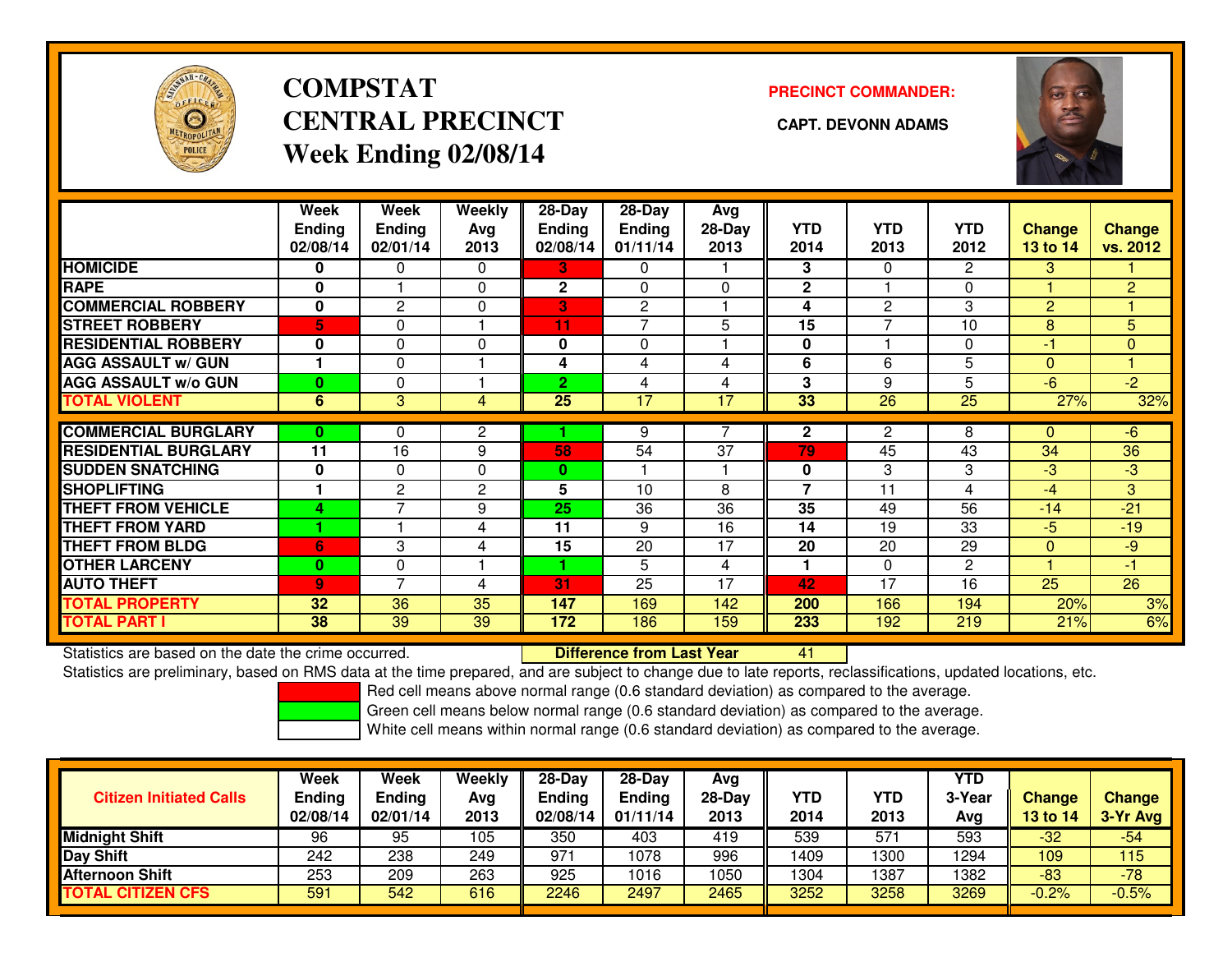# COMPSTAT CENTRAL PRECINCT

## Week Ending 02/08/14

**PRECINCT COMMANDER:**

**CAPT. DEVONN ADAMS**

| | Week Ending 02/08/14 | Week Ending 02/01/14 | Weekly Avg 2013 | 28-Day Ending 02/08/14 | 28-Day Ending 01/11/14 | Avg 28-Day 2013 | YTD 2014 | YTD 2013 | YTD 2012 | Change 13 to 14 | Change vs. 2012 |
|---|---|---|---|---|---|---|---|---|---|---|---|
| HOMICIDE | 0 | 0 | 0 | 3 | 0 | 1 | 3 | 0 | 2 | 3 | 1 |
| RAPE | 0 | 1 | 0 | 2 | 0 | 0 | 2 | 1 | 0 | 1 | 2 |
| COMMERCIAL ROBBERY | 0 | 2 | 0 | 3 | 2 | 1 | 4 | 2 | 3 | 2 | 1 |
| STREET ROBBERY | 5 | 0 | 1 | 11 | 7 | 5 | 15 | 7 | 10 | 8 | 5 |
| RESIDENTIAL ROBBERY | 0 | 0 | 0 | 0 | 0 | 1 | 0 | 1 | 0 | -1 | 0 |
| AGG ASSAULT w/ GUN | 1 | 0 | 1 | 4 | 4 | 4 | 6 | 6 | 5 | 0 | 1 |
| AGG ASSAULT w/o GUN | 0 | 0 | 1 | 2 | 4 | 4 | 3 | 9 | 5 | -6 | -2 |
| TOTAL VIOLENT | 6 | 3 | 4 | 25 | 17 | 17 | 33 | 26 | 25 | 27% | 32% |
| COMMERCIAL BURGLARY | 0 | 0 | 2 | 1 | 9 | 7 | 2 | 2 | 8 | 0 | -6 |
| RESIDENTIAL BURGLARY | 11 | 16 | 9 | 58 | 54 | 37 | 79 | 45 | 43 | 34 | 36 |
| SUDDEN SNATCHING | 0 | 0 | 0 | 0 | 1 | 1 | 0 | 3 | 3 | -3 | -3 |
| SHOPLIFTING | 1 | 2 | 2 | 5 | 10 | 8 | 7 | 11 | 4 | -4 | 3 |
| THEFT FROM VEHICLE | 4 | 7 | 9 | 25 | 36 | 36 | 35 | 49 | 56 | -14 | -21 |
| THEFT FROM YARD | 1 | 1 | 4 | 11 | 9 | 16 | 14 | 19 | 33 | -5 | -19 |
| THEFT FROM BLDG | 6 | 3 | 4 | 15 | 20 | 17 | 20 | 20 | 29 | 0 | -9 |
| OTHER LARCENY | 0 | 0 | 1 | 1 | 5 | 4 | 1 | 0 | 2 | 1 | -1 |
| AUTO THEFT | 9 | 7 | 4 | 31 | 25 | 17 | 42 | 17 | 16 | 25 | 26 |
| TOTAL PROPERTY | 32 | 36 | 35 | 147 | 169 | 142 | 200 | 166 | 194 | 20% | 3% |
| TOTAL PART I | 38 | 39 | 39 | 172 | 186 | 159 | 233 | 192 | 219 | 21% | 6% |

Statistics are based on the date the crime occurred. **Difference from Last Year** 41

Statistics are preliminary, based on RMS data at the time prepared, and are subject to change due to late reports, reclassifications, updated locations, etc.

Red cell means above normal range (0.6 standard deviation) as compared to the average.

Green cell means below normal range (0.6 standard deviation) as compared to the average.

White cell means within normal range (0.6 standard deviation) as compared to the average.

| Citizen Initiated Calls | Week Ending 02/08/14 | Week Ending 02/01/14 | Weekly Avg 2013 | 28-Day Ending 02/08/14 | 28-Day Ending 01/11/14 | Avg 28-Day 2013 | YTD 2014 | YTD 2013 | YTD 3-Year Avg | Change 13 to 14 | Change 3-Yr Avg |
|---|---|---|---|---|---|---|---|---|---|---|---|
| Midnight Shift | 96 | 95 | 105 | 350 | 403 | 419 | 539 | 571 | 593 | -32 | -54 |
| Day Shift | 242 | 238 | 249 | 971 | 1078 | 996 | 1409 | 1300 | 1294 | 109 | 115 |
| Afternoon Shift | 253 | 209 | 263 | 925 | 1016 | 1050 | 1304 | 1387 | 1382 | -83 | -78 |
| TOTAL CITIZEN CFS | 591 | 542 | 616 | 2246 | 2497 | 2465 | 3252 | 3258 | 3269 | -0.2% | -0.5% |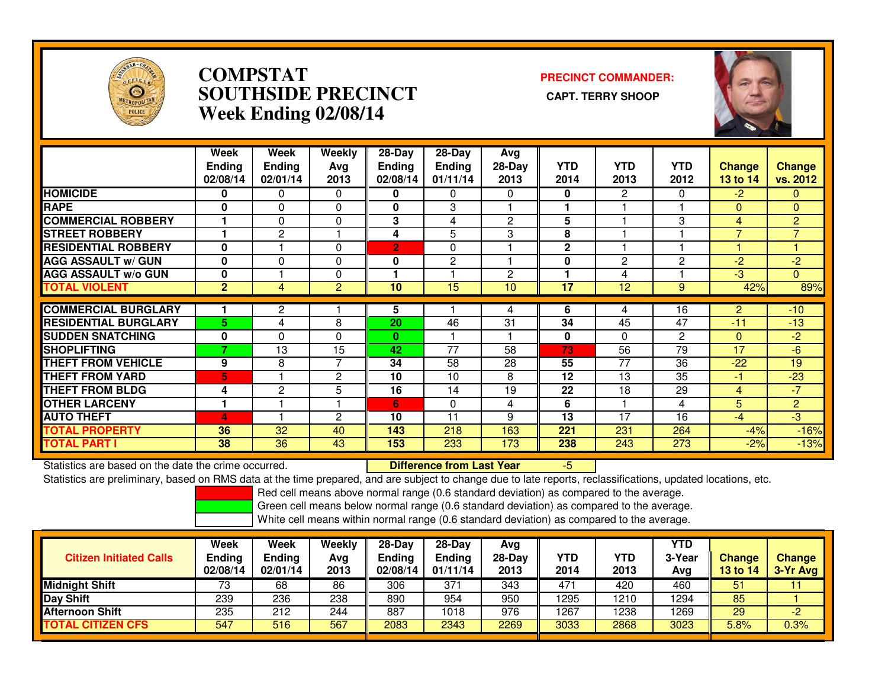# COMPSTAT SOUTHSIDE PRECINCT
## Week Ending 02/08/14

**PRECINCT COMMANDER:**
**CAPT. TERRY SHOOP**

| | Week Ending 02/08/14 | Week Ending 02/01/14 | Weekly Avg 2013 | 28-Day Ending 02/08/14 | 28-Day Ending 01/11/14 | Avg 28-Day 2013 | YTD 2014 | YTD 2013 | YTD 2012 | Change 13 to 14 | Change vs. 2012 |
|---|---|---|---|---|---|---|---|---|---|---|---|
| HOMICIDE | 0 | 0 | 0 | 0 | 0 | 0 | 0 | 2 | 0 | -2 | 0 |
| RAPE | 0 | 0 | 0 | 0 | 3 | 1 | 1 | 1 | 1 | 0 | 0 |
| COMMERCIAL ROBBERY | 1 | 0 | 0 | 3 | 4 | 2 | 5 | 1 | 3 | 4 | 2 |
| STREET ROBBERY | 1 | 2 | 1 | 4 | 5 | 3 | 8 | 1 | 1 | 7 | 7 |
| RESIDENTIAL ROBBERY | 0 | 1 | 0 | 2 | 0 | 1 | 2 | 1 | 1 | 1 | 1 |
| AGG ASSAULT w/ GUN | 0 | 0 | 0 | 0 | 2 | 1 | 0 | 2 | 2 | -2 | -2 |
| AGG ASSAULT w/o GUN | 0 | 1 | 0 | 1 | 1 | 2 | 1 | 4 | 1 | -3 | 0 |
| TOTAL VIOLENT | 2 | 4 | 2 | 10 | 15 | 10 | 17 | 12 | 9 | 42% | 89% |
| COMMERCIAL BURGLARY | 1 | 2 | 1 | 5 | 1 | 4 | 6 | 4 | 16 | 2 | -10 |
| RESIDENTIAL BURGLARY | 5 | 4 | 8 | 20 | 46 | 31 | 34 | 45 | 47 | -11 | -13 |
| SUDDEN SNATCHING | 0 | 0 | 0 | 0 | 1 | 1 | 0 | 0 | 2 | 0 | -2 |
| SHOPLIFTING | 7 | 13 | 15 | 42 | 77 | 58 | 73 | 56 | 79 | 17 | -6 |
| THEFT FROM VEHICLE | 9 | 8 | 7 | 34 | 58 | 28 | 55 | 77 | 36 | -22 | 19 |
| THEFT FROM YARD | 5 | 1 | 2 | 10 | 10 | 8 | 12 | 13 | 35 | -1 | -23 |
| THEFT FROM BLDG | 4 | 2 | 5 | 16 | 14 | 19 | 22 | 18 | 29 | 4 | -7 |
| OTHER LARCENY | 1 | 1 | 1 | 6 | 0 | 4 | 6 | 1 | 4 | 5 | 2 |
| AUTO THEFT | 4 | 1 | 2 | 10 | 11 | 9 | 13 | 17 | 16 | -4 | -3 |
| TOTAL PROPERTY | 36 | 32 | 40 | 143 | 218 | 163 | 221 | 231 | 264 | -4% | -16% |
| TOTAL PART I | 38 | 36 | 43 | 153 | 233 | 173 | 238 | 243 | 273 | -2% | -13% |

Statistics are based on the date the crime occurred. **Difference from Last Year** -5

Statistics are preliminary, based on RMS data at the time prepared, and are subject to change due to late reports, reclassifications, updated locations, etc.

Red cell means above normal range (0.6 standard deviation) as compared to the average.
Green cell means below normal range (0.6 standard deviation) as compared to the average.
White cell means within normal range (0.6 standard deviation) as compared to the average.

| Citizen Initiated Calls | Week Ending 02/08/14 | Week Ending 02/01/14 | Weekly Avg 2013 | 28-Day Ending 02/08/14 | 28-Day Ending 01/11/14 | Avg 28-Day 2013 | YTD 2014 | YTD 2013 | YTD 3-Year Avg | Change 13 to 14 | Change 3-Yr Avg |
|---|---|---|---|---|---|---|---|---|---|---|---|
| Midnight Shift | 73 | 68 | 86 | 306 | 371 | 343 | 471 | 420 | 460 | 51 | 11 |
| Day Shift | 239 | 236 | 238 | 890 | 954 | 950 | 1295 | 1210 | 1294 | 85 | 1 |
| Afternoon Shift | 235 | 212 | 244 | 887 | 1018 | 976 | 1267 | 1238 | 1269 | 29 | -2 |
| TOTAL CITIZEN CFS | 547 | 516 | 567 | 2083 | 2343 | 2269 | 3033 | 2868 | 3023 | 5.8% | 0.3% |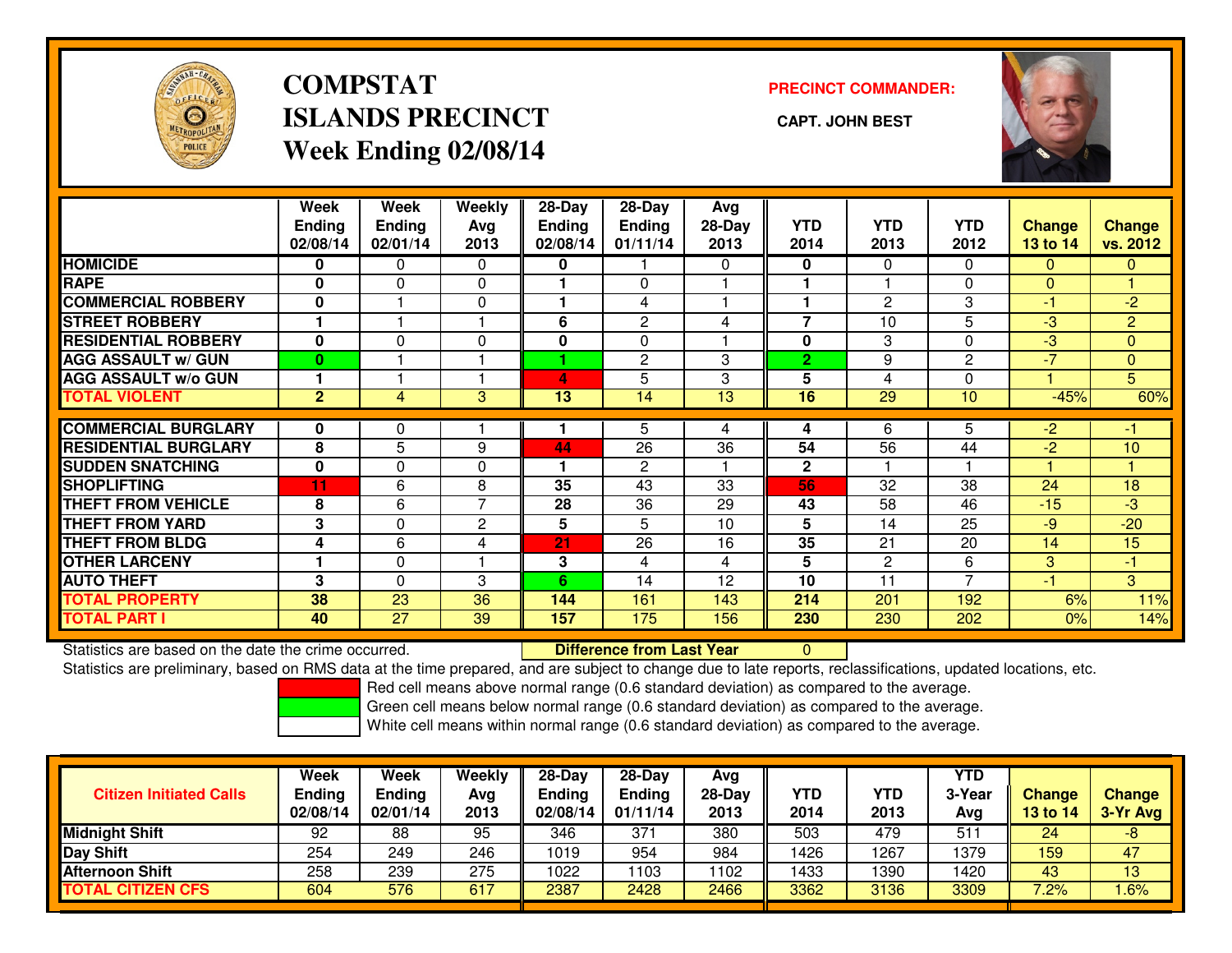# COMPSTAT
# ISLANDS PRECINCT
# Week Ending 02/08/14

**PRECINCT COMMANDER:**

**CAPT. JOHN BEST**

| | Week Ending 02/08/14 | Week Ending 02/01/14 | Weekly Avg 2013 | 28-Day Ending 02/08/14 | 28-Day Ending 01/11/14 | Avg 28-Day 2013 | YTD 2014 | YTD 2013 | YTD 2012 | Change 13 to 14 | Change vs. 2012 |
|---|---|---|---|---|---|---|---|---|---|---|---|
| HOMICIDE | 0 | 0 | 0 | 0 | 1 | 0 | 0 | 0 | 0 | 0 | 0 |
| RAPE | 0 | 0 | 0 | 1 | 0 | 1 | 1 | 1 | 0 | 0 | 1 |
| COMMERCIAL ROBBERY | 0 | 1 | 0 | 1 | 4 | 1 | 1 | 2 | 3 | -1 | -2 |
| STREET ROBBERY | 1 | 1 | 1 | 6 | 2 | 4 | 7 | 10 | 5 | -3 | 2 |
| RESIDENTIAL ROBBERY | 0 | 0 | 0 | 0 | 0 | 1 | 0 | 3 | 0 | -3 | 0 |
| AGG ASSAULT w/ GUN | 0 | 1 | 1 | 1 | 2 | 3 | 2 | 9 | 2 | -7 | 0 |
| AGG ASSAULT w/o GUN | 1 | 1 | 1 | 4 | 5 | 3 | 5 | 4 | 0 | 1 | 5 |
| TOTAL VIOLENT | 2 | 4 | 3 | 13 | 14 | 13 | 16 | 29 | 10 | -45% | 60% |
| COMMERCIAL BURGLARY | 0 | 0 | 1 | 1 | 5 | 4 | 4 | 6 | 5 | -2 | -1 |
| RESIDENTIAL BURGLARY | 8 | 5 | 9 | 44 | 26 | 36 | 54 | 56 | 44 | -2 | 10 |
| SUDDEN SNATCHING | 0 | 0 | 0 | 1 | 2 | 1 | 2 | 1 | 1 | 1 | 1 |
| SHOPLIFTING | 11 | 6 | 8 | 35 | 43 | 33 | 56 | 32 | 38 | 24 | 18 |
| THEFT FROM VEHICLE | 8 | 6 | 7 | 28 | 36 | 29 | 43 | 58 | 46 | -15 | -3 |
| THEFT FROM YARD | 3 | 0 | 2 | 5 | 5 | 10 | 5 | 14 | 25 | -9 | -20 |
| THEFT FROM BLDG | 4 | 6 | 4 | 21 | 26 | 16 | 35 | 21 | 20 | 14 | 15 |
| OTHER LARCENY | 1 | 0 | 1 | 3 | 4 | 4 | 5 | 2 | 6 | 3 | -1 |
| AUTO THEFT | 3 | 0 | 3 | 6 | 14 | 12 | 10 | 11 | 7 | -1 | 3 |
| TOTAL PROPERTY | 38 | 23 | 36 | 144 | 161 | 143 | 214 | 201 | 192 | 6% | 11% |
| TOTAL PART I | 40 | 27 | 39 | 157 | 175 | 156 | 230 | 230 | 202 | 0% | 14% |

Statistics are based on the date the crime occurred.

**Difference from Last Year** 0

Statistics are preliminary, based on RMS data at the time prepared, and are subject to change due to late reports, reclassifications, updated locations, etc.

Red cell means above normal range (0.6 standard deviation) as compared to the average.

Green cell means below normal range (0.6 standard deviation) as compared to the average.

White cell means within normal range (0.6 standard deviation) as compared to the average.

| Citizen Initiated Calls | Week Ending 02/08/14 | Week Ending 02/01/14 | Weekly Avg 2013 | 28-Day Ending 02/08/14 | 28-Day Ending 01/11/14 | Avg 28-Day 2013 | YTD 2014 | YTD 2013 | YTD 3-Year Avg | Change 13 to 14 | Change 3-Yr Avg |
|---|---|---|---|---|---|---|---|---|---|---|---|
| Midnight Shift | 92 | 88 | 95 | 346 | 371 | 380 | 503 | 479 | 511 | 24 | -8 |
| Day Shift | 254 | 249 | 246 | 1019 | 954 | 984 | 1426 | 1267 | 1379 | 159 | 47 |
| Afternoon Shift | 258 | 239 | 275 | 1022 | 1103 | 1102 | 1433 | 1390 | 1420 | 43 | 13 |
| TOTAL CITIZEN CFS | 604 | 576 | 617 | 2387 | 2428 | 2466 | 3362 | 3136 | 3309 | 7.2% | 1.6% |